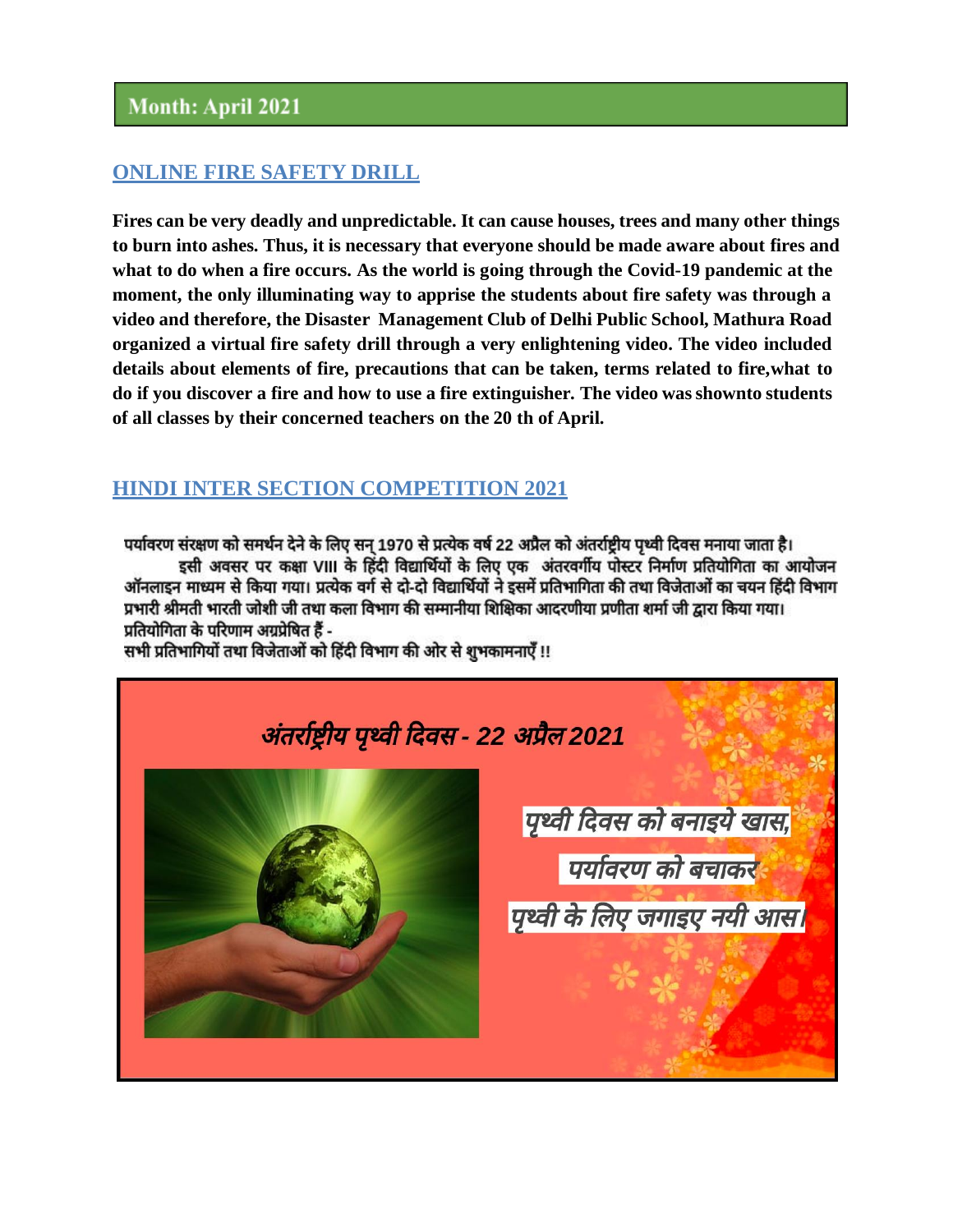## Month: April 2021

### ONLINE FIRE SAFETY DRILL

**Fires can be very deadly and unpredictable. It can cause houses, trees and many other things to burn into ashes. Thus, it is necessary that everyone should be made aware about fires and what to do when a fire occurs. As the world is going through the Covid-19 pandemic at the moment, the only illuminating way to apprise the students about fire safety was through a video and therefore, the Disaster Management Club of Delhi Public School, Mathura Road organized a virtual fire safety drill through a very enlightening video. The video included details about elements of fire, precautions that can be taken, terms related to fire,what to do if you discover a fire and how to use a fire extinguisher. The video was shownto students of all classes by their concerned teachers on the 20 th of April.**

### HINDI INTER SECTION COMPETITION 2021

पर्यावरण संरक्षण को समर्थन देने के लिए सन् 1970 से प्रत्येक वर्ष 22 अप्रैल को अंतर्राष्ट्रीय पृथ्वी दिवस मनाया जाता है।
इसी अवसर पर कक्षा VIII के हिंदी विद्यार्थियों के लिए एक अंतरवर्गीय पोस्टर निर्माण प्रतियोगिता का आयोजन ऑनलाइन माध्यम से किया गया। प्रत्येक वर्ग से दो-दो विद्यार्थियों ने इसमें प्रतिभागिता की तथा विजेताओं का चयन हिंदी विभाग प्रभारी श्रीमती भारती जोशी जी तथा कला विभाग की सम्मानीया शिक्षिका आदरणीया प्रणीता शर्मा जी द्वारा किया गया।
प्रतियोगिता के परिणाम अग्रप्रेषित हैं -
सभी प्रतिभागियों तथा विजेताओं को हिंदी विभाग की ओर से शुभकामनाएँ !!

*अंतर्राष्ट्रीय पृथ्वी दिवस - 22 अप्रैल 2021*

*पृथ्वी दिवस को बनाइये खास,*
*पर्यावरण को बचाकर*
*पृथ्वी के लिए जगाइए नयी आस।*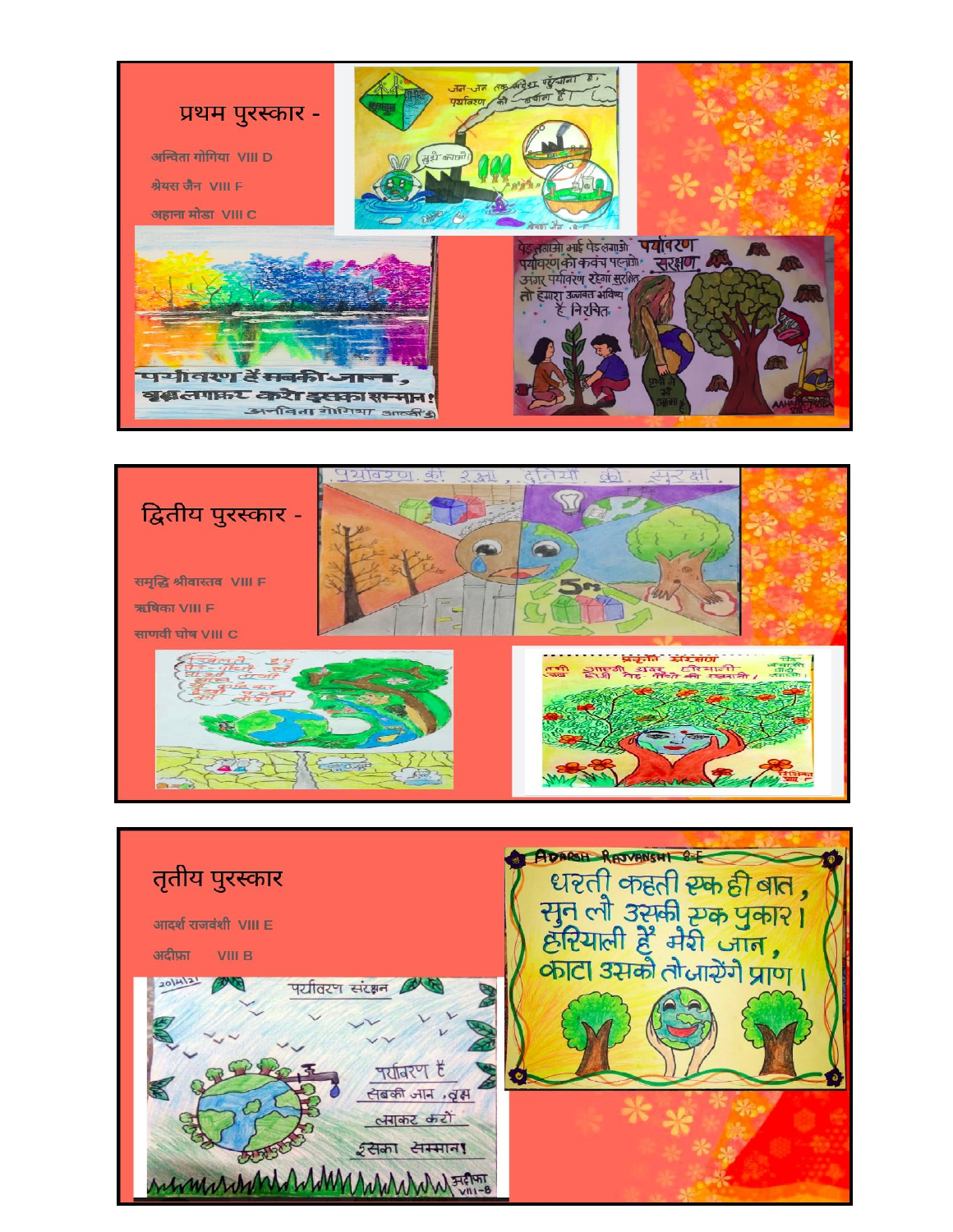## प्रथम पुरस्कार -

अन्विता गोगिया VIII D

श्रेयस जैन VIII F

अहाना मोडा VIII C

## द्वितीय पुरस्कार -

समृद्धि श्रीवास्तव VIII F

ऋषिका VIII F

साणवी घोष VIII C

## तृतीय पुरस्कार

आदर्श राजवंशी VIII E

अदीफ़ा VIII B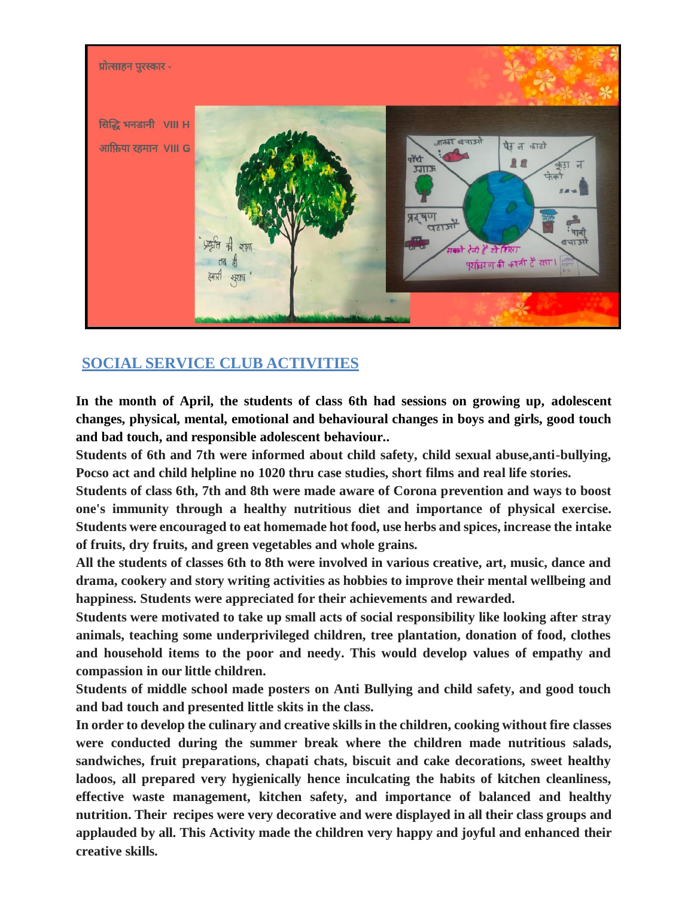प्रोत्साहन पुरस्कार -

सिद्धि भनडानी VIII H

आफ़िया रहमान VIII G

## SOCIAL SERVICE CLUB ACTIVITIES

**In the month of April, the students of class 6th had sessions on growing up, adolescent changes, physical, mental, emotional and behavioural changes in boys and girls, good touch and bad touch, and responsible adolescent behaviour..**

**Students of 6th and 7th were informed about child safety, child sexual abuse,anti-bullying, Pocso act and child helpline no 1020 thru case studies, short films and real life stories.**

**Students of class 6th, 7th and 8th were made aware of Corona prevention and ways to boost one's immunity through a healthy nutritious diet and importance of physical exercise. Students were encouraged to eat homemade hot food, use herbs and spices, increase the intake of fruits, dry fruits, and green vegetables and whole grains.**

**All the students of classes 6th to 8th were involved in various creative, art, music, dance and drama, cookery and story writing activities as hobbies to improve their mental wellbeing and happiness. Students were appreciated for their achievements and rewarded.**

**Students were motivated to take up small acts of social responsibility like looking after stray animals, teaching some underprivileged children, tree plantation, donation of food, clothes and household items to the poor and needy. This would develop values of empathy and compassion in our little children.**

**Students of middle school made posters on Anti Bullying and child safety, and good touch and bad touch and presented little skits in the class.**

**In order to develop the culinary and creative skills in the children, cooking without fire classes were conducted during the summer break where the children made nutritious salads, sandwiches, fruit preparations, chapati chats, biscuit and cake decorations, sweet healthy ladoos, all prepared very hygienically hence inculcating the habits of kitchen cleanliness, effective waste management, kitchen safety, and importance of balanced and healthy nutrition. Their recipes were very decorative and were displayed in all their class groups and applauded by all. This Activity made the children very happy and joyful and enhanced their creative skills.**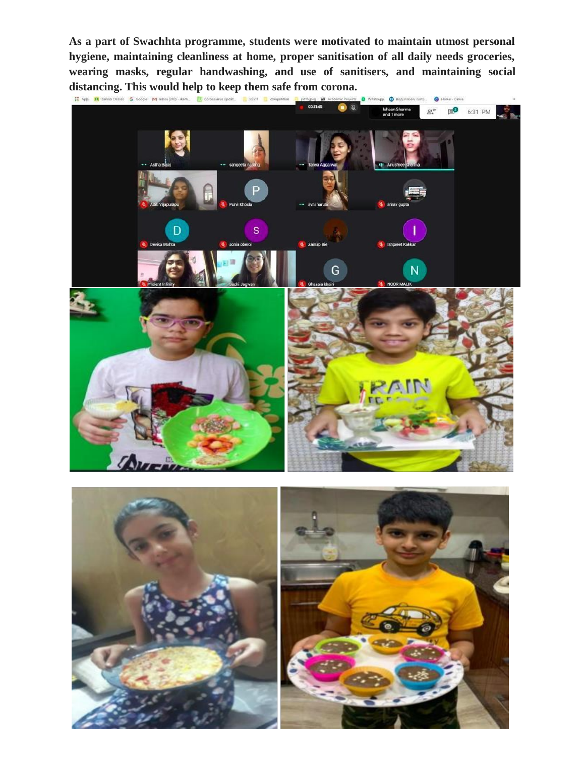**As a part of Swachhta programme, students were motivated to maintain utmost personal hygiene, maintaining cleanliness at home, proper sanitisation of all daily needs groceries, wearing masks, regular handwashing, and use of sanitisers, and maintaining social distancing. This would help to keep them safe from corona.**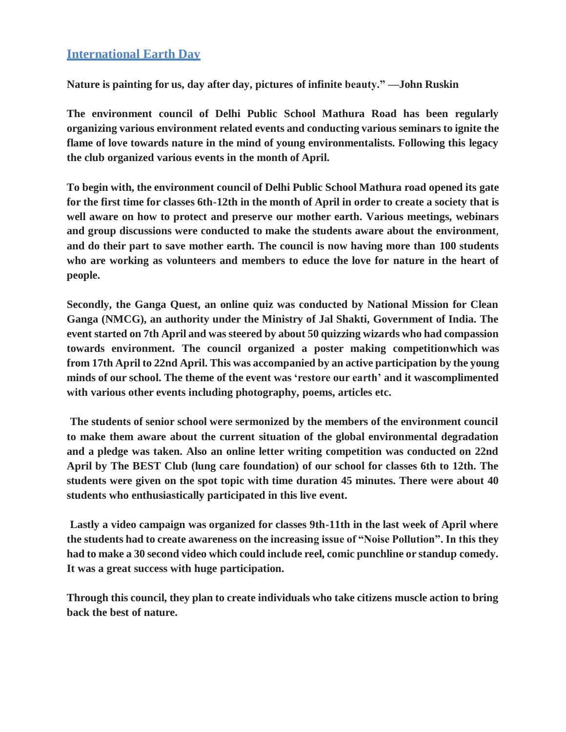## International Earth Day

**Nature is painting for us, day after day, pictures of infinite beauty." —John Ruskin**

**The environment council of Delhi Public School Mathura Road has been regularly organizing various environment related events and conducting various seminars to ignite the flame of love towards nature in the mind of young environmentalists. Following this legacy the club organized various events in the month of April.**

**To begin with, the environment council of Delhi Public School Mathura road opened its gate for the first time for classes 6th-12th in the month of April in order to create a society that is well aware on how to protect and preserve our mother earth. Various meetings, webinars and group discussions were conducted to make the students aware about the environment, and do their part to save mother earth. The council is now having more than 100 students who are working as volunteers and members to educe the love for nature in the heart of people.**

**Secondly, the Ganga Quest, an online quiz was conducted by National Mission for Clean Ganga (NMCG), an authority under the Ministry of Jal Shakti, Government of India. The event started on 7th April and was steered by about 50 quizzing wizards who had compassion towards environment. The council organized a poster making competitionwhich was from 17th April to 22nd April. This was accompanied by an active participation by the young minds of our school. The theme of the event was 'restore our earth' and it wascomplimented with various other events including photography, poems, articles etc.**

**The students of senior school were sermonized by the members of the environment council to make them aware about the current situation of the global environmental degradation and a pledge was taken. Also an online letter writing competition was conducted on 22nd April by The BEST Club (lung care foundation) of our school for classes 6th to 12th. The students were given on the spot topic with time duration 45 minutes. There were about 40 students who enthusiastically participated in this live event.**

**Lastly a video campaign was organized for classes 9th-11th in the last week of April where the students had to create awareness on the increasing issue of "Noise Pollution". In this they had to make a 30 second video which could include reel, comic punchline or standup comedy. It was a great success with huge participation.**

**Through this council, they plan to create individuals who take citizens muscle action to bring back the best of nature.**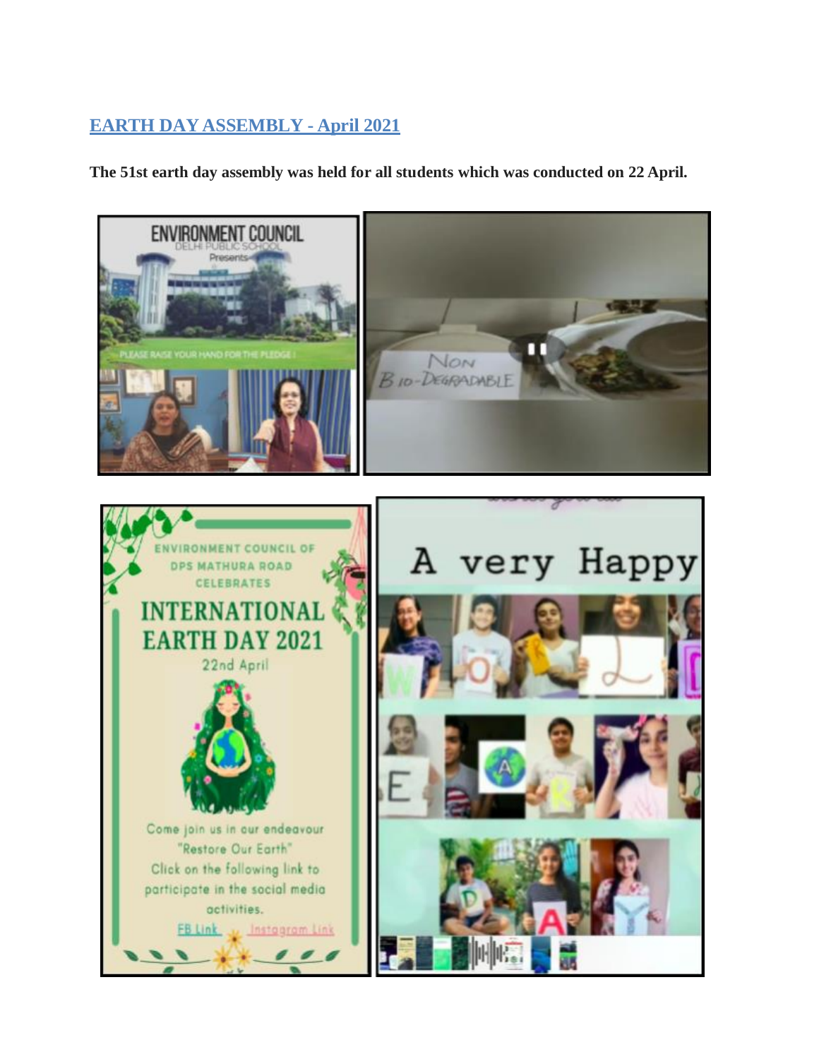## EARTH DAY ASSEMBLY - April 2021

**The 51st earth day assembly was held for all students which was conducted on 22 April.**